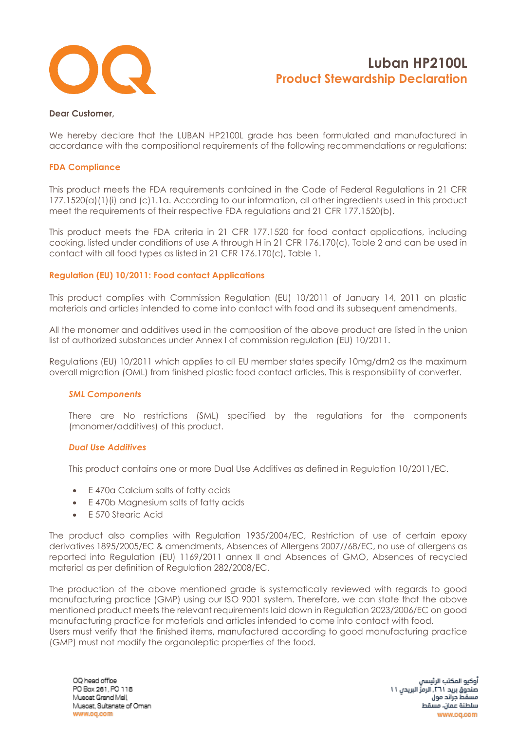# Luban HP2100L
## Product Stewardship Declaration

**Dear Customer,**

We hereby declare that the LUBAN HP2100L grade has been formulated and manufactured in accordance with the compositional requirements of the following recommendations or regulations:

### FDA Compliance

This product meets the FDA requirements contained in the Code of Federal Regulations in 21 CFR 177.1520(a)(1)(i) and (c)1.1a. According to our information, all other ingredients used in this product meet the requirements of their respective FDA regulations and 21 CFR 177.1520(b).

This product meets the FDA criteria in 21 CFR 177.1520 for food contact applications, including cooking, listed under conditions of use A through H in 21 CFR 176.170(c), Table 2 and can be used in contact with all food types as listed in 21 CFR 176.170(c), Table 1.

### Regulation (EU) 10/2011: Food contact Applications

This product complies with Commission Regulation (EU) 10/2011 of January 14, 2011 on plastic materials and articles intended to come into contact with food and its subsequent amendments.

All the monomer and additives used in the composition of the above product are listed in the union list of authorized substances under Annex I of commission regulation (EU) 10/2011.

Regulations (EU) 10/2011 which applies to all EU member states specify 10mg/dm2 as the maximum overall migration (OML) from finished plastic food contact articles. This is responsibility of converter.

#### *SML Components*

There are No restrictions (SML) specified by the regulations for the components (monomer/additives) of this product.

#### *Dual Use Additives*

This product contains one or more Dual Use Additives as defined in Regulation 10/2011/EC.

- E 470a Calcium salts of fatty acids
- E 470b Magnesium salts of fatty acids
- E 570 Stearic Acid

The product also complies with Regulation 1935/2004/EC, Restriction of use of certain epoxy derivatives 1895/2005/EC & amendments, Absences of Allergens 2007//68/EC, no use of allergens as reported into Regulation (EU) 1169/2011 annex II and Absences of GMO, Absences of recycled material as per definition of Regulation 282/2008/EC.

The production of the above mentioned grade is systematically reviewed with regards to good manufacturing practice (GMP) using our ISO 9001 system. Therefore, we can state that the above mentioned product meets the relevant requirements laid down in Regulation 2023/2006/EC on good manufacturing practice for materials and articles intended to come into contact with food.
Users must verify that the finished items, manufactured according to good manufacturing practice (GMP) must not modify the organoleptic properties of the food.

OQ head office
PO Box 261, PC 118
Muscat Grand Mall
Muscat, Sultanate of Oman
www.oq.com

أوكيو المكتب الرئيسي
صندوق بريد ٢٦١، الرمز البريدي ١١٨
مسقط جراند مول
سلطنة عمان، مسقط
www.oq.com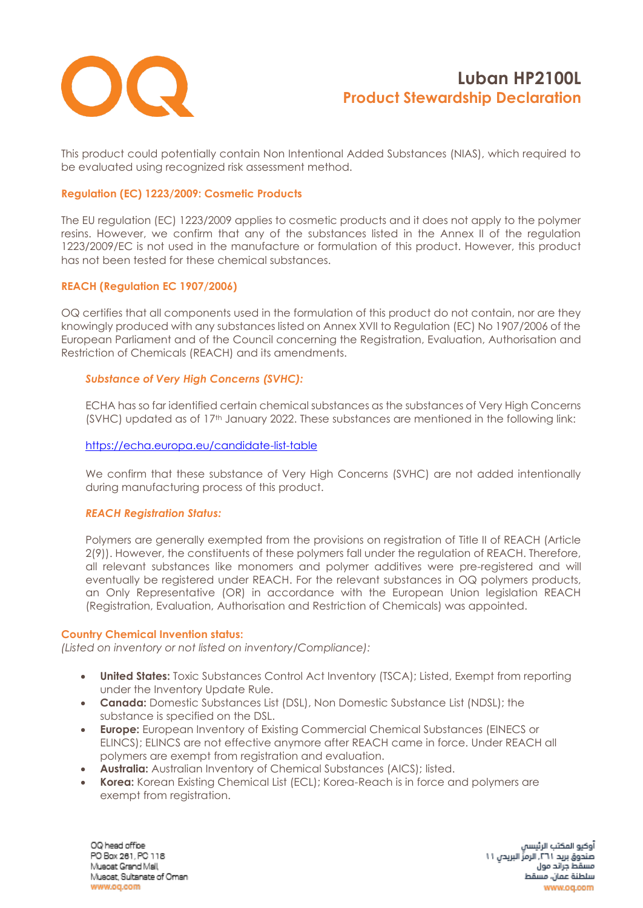# Luban HP2100L
## Product Stewardship Declaration

This product could potentially contain Non Intentional Added Substances (NIAS), which required to be evaluated using recognized risk assessment method.

### Regulation (EC) 1223/2009: Cosmetic Products

The EU regulation (EC) 1223/2009 applies to cosmetic products and it does not apply to the polymer resins. However, we confirm that any of the substances listed in the Annex II of the regulation 1223/2009/EC is not used in the manufacture or formulation of this product. However, this product has not been tested for these chemical substances.

### REACH (Regulation EC 1907/2006)

OQ certifies that all components used in the formulation of this product do not contain, nor are they knowingly produced with any substances listed on Annex XVII to Regulation (EC) No 1907/2006 of the European Parliament and of the Council concerning the Registration, Evaluation, Authorisation and Restriction of Chemicals (REACH) and its amendments.

#### *Substance of Very High Concerns (SVHC):*

ECHA has so far identified certain chemical substances as the substances of Very High Concerns (SVHC) updated as of 17th January 2022. These substances are mentioned in the following link:

https://echa.europa.eu/candidate-list-table

We confirm that these substance of Very High Concerns (SVHC) are not added intentionally during manufacturing process of this product.

#### *REACH Registration Status:*

Polymers are generally exempted from the provisions on registration of Title II of REACH (Article 2(9)). However, the constituents of these polymers fall under the regulation of REACH. Therefore, all relevant substances like monomers and polymer additives were pre-registered and will eventually be registered under REACH. For the relevant substances in OQ polymers products, an Only Representative (OR) in accordance with the European Union legislation REACH (Registration, Evaluation, Authorisation and Restriction of Chemicals) was appointed.

### Country Chemical Invention status:

*(Listed on inventory or not listed on inventory/Compliance):*

- **United States:** Toxic Substances Control Act Inventory (TSCA); Listed, Exempt from reporting under the Inventory Update Rule.
- **Canada:** Domestic Substances List (DSL), Non Domestic Substance List (NDSL); the substance is specified on the DSL.
- **Europe:** European Inventory of Existing Commercial Chemical Substances (EINECS or ELINCS); ELINCS are not effective anymore after REACH came in force. Under REACH all polymers are exempt from registration and evaluation.
- **Australia:** Australian Inventory of Chemical Substances (AICS); listed.
- **Korea:** Korean Existing Chemical List (ECL); Korea-Reach is in force and polymers are exempt from registration.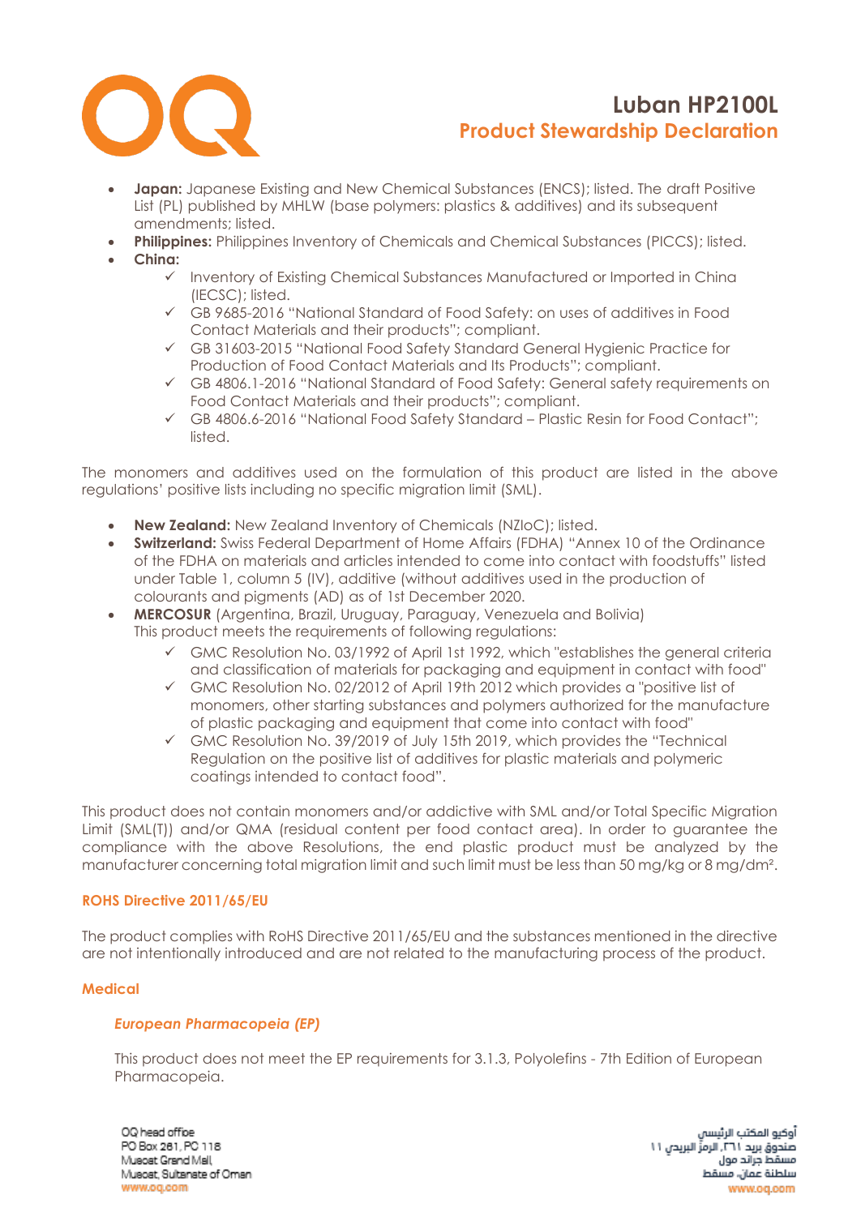- **Japan:** Japanese Existing and New Chemical Substances (ENCS); listed. The draft Positive List (PL) published by MHLW (base polymers: plastics & additives) and its subsequent amendments; listed.
- **Philippines:** Philippines Inventory of Chemicals and Chemical Substances (PICCS); listed.
- **China:**
  - ✓ Inventory of Existing Chemical Substances Manufactured or Imported in China (IECSC); listed.
  - ✓ GB 9685-2016 "National Standard of Food Safety: on uses of additives in Food Contact Materials and their products"; compliant.
  - ✓ GB 31603-2015 "National Food Safety Standard General Hygienic Practice for Production of Food Contact Materials and Its Products"; compliant.
  - ✓ GB 4806.1-2016 "National Standard of Food Safety: General safety requirements on Food Contact Materials and their products"; compliant.
  - ✓ GB 4806.6-2016 "National Food Safety Standard – Plastic Resin for Food Contact"; listed.

The monomers and additives used on the formulation of this product are listed in the above regulations' positive lists including no specific migration limit (SML).

- **New Zealand:** New Zealand Inventory of Chemicals (NZIoC); listed.
- **Switzerland:** Swiss Federal Department of Home Affairs (FDHA) "Annex 10 of the Ordinance of the FDHA on materials and articles intended to come into contact with foodstuffs" listed under Table 1, column 5 (IV), additive (without additives used in the production of colourants and pigments (AD) as of 1st December 2020.
- **MERCOSUR** (Argentina, Brazil, Uruguay, Paraguay, Venezuela and Bolivia)
  This product meets the requirements of following regulations:
  - ✓ GMC Resolution No. 03/1992 of April 1st 1992, which "establishes the general criteria and classification of materials for packaging and equipment in contact with food"
  - ✓ GMC Resolution No. 02/2012 of April 19th 2012 which provides a "positive list of monomers, other starting substances and polymers authorized for the manufacture of plastic packaging and equipment that come into contact with food"
  - ✓ GMC Resolution No. 39/2019 of July 15th 2019, which provides the "Technical Regulation on the positive list of additives for plastic materials and polymeric coatings intended to contact food".

This product does not contain monomers and/or addictive with SML and/or Total Specific Migration Limit (SML(T)) and/or QMA (residual content per food contact area). In order to guarantee the compliance with the above Resolutions, the end plastic product must be analyzed by the manufacturer concerning total migration limit and such limit must be less than 50 mg/kg or 8 mg/dm².

#### ROHS Directive 2011/65/EU

The product complies with RoHS Directive 2011/65/EU and the substances mentioned in the directive are not intentionally introduced and are not related to the manufacturing process of the product.

#### Medical

##### *European Pharmacopeia (EP)*

This product does not meet the EP requirements for 3.1.3, Polyolefins - 7th Edition of European Pharmacopeia.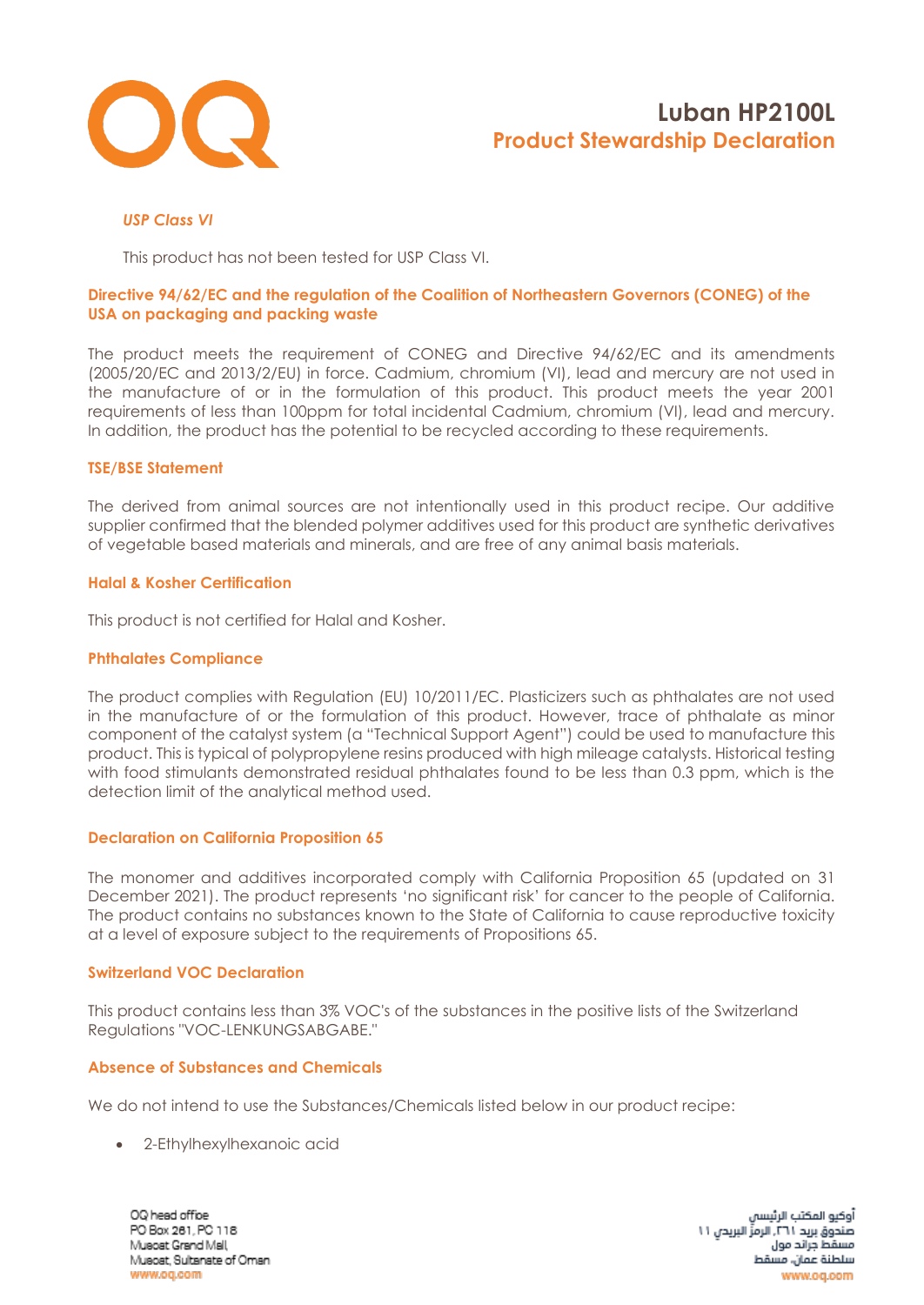### *USP Class VI*

This product has not been tested for USP Class VI.

### Directive 94/62/EC and the regulation of the Coalition of Northeastern Governors (CONEG) of the USA on packaging and packing waste

The product meets the requirement of CONEG and Directive 94/62/EC and its amendments (2005/20/EC and 2013/2/EU) in force. Cadmium, chromium (VI), lead and mercury are not used in the manufacture of or in the formulation of this product. This product meets the year 2001 requirements of less than 100ppm for total incidental Cadmium, chromium (VI), lead and mercury. In addition, the product has the potential to be recycled according to these requirements.

### TSE/BSE Statement

The derived from animal sources are not intentionally used in this product recipe. Our additive supplier confirmed that the blended polymer additives used for this product are synthetic derivatives of vegetable based materials and minerals, and are free of any animal basis materials.

### Halal & Kosher Certification

This product is not certified for Halal and Kosher.

### Phthalates Compliance

The product complies with Regulation (EU) 10/2011/EC. Plasticizers such as phthalates are not used in the manufacture of or the formulation of this product. However, trace of phthalate as minor component of the catalyst system (a "Technical Support Agent") could be used to manufacture this product. This is typical of polypropylene resins produced with high mileage catalysts. Historical testing with food stimulants demonstrated residual phthalates found to be less than 0.3 ppm, which is the detection limit of the analytical method used.

### Declaration on California Proposition 65

The monomer and additives incorporated comply with California Proposition 65 (updated on 31 December 2021). The product represents 'no significant risk' for cancer to the people of California. The product contains no substances known to the State of California to cause reproductive toxicity at a level of exposure subject to the requirements of Propositions 65.

### Switzerland VOC Declaration

This product contains less than 3% VOC's of the substances in the positive lists of the Switzerland Regulations "VOC-LENKUNGSABGABE."

### Absence of Substances and Chemicals

We do not intend to use the Substances/Chemicals listed below in our product recipe:

- 2-Ethylhexylhexanoic acid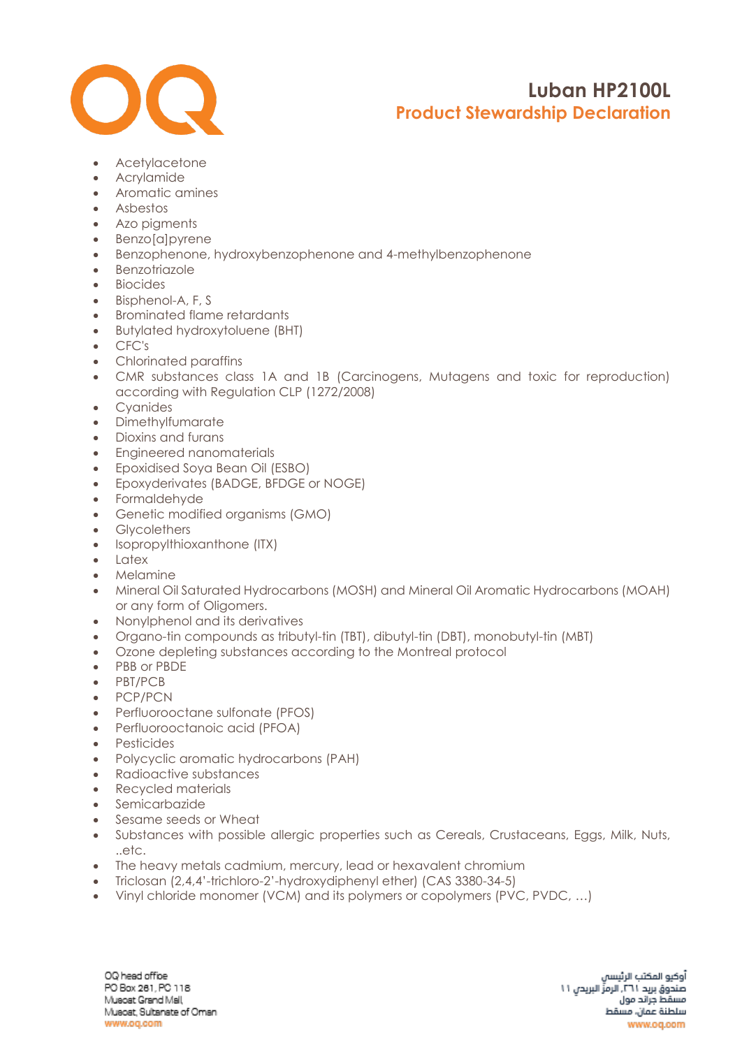- Acetylacetone
- Acrylamide
- Aromatic amines
- Asbestos
- Azo pigments
- Benzo[a]pyrene
- Benzophenone, hydroxybenzophenone and 4-methylbenzophenone
- Benzotriazole
- Biocides
- Bisphenol-A, F, S
- Brominated flame retardants
- Butylated hydroxytoluene (BHT)
- CFC's
- Chlorinated paraffins
- CMR substances class 1A and 1B (Carcinogens, Mutagens and toxic for reproduction) according with Regulation CLP (1272/2008)
- Cyanides
- Dimethylfumarate
- Dioxins and furans
- Engineered nanomaterials
- Epoxidised Soya Bean Oil (ESBO)
- Epoxyderivates (BADGE, BFDGE or NOGE)
- Formaldehyde
- Genetic modified organisms (GMO)
- Glycolethers
- Isopropylthioxanthone (ITX)
- Latex
- Melamine
- Mineral Oil Saturated Hydrocarbons (MOSH) and Mineral Oil Aromatic Hydrocarbons (MOAH) or any form of Oligomers.
- Nonylphenol and its derivatives
- Organo-tin compounds as tributyl-tin (TBT), dibutyl-tin (DBT), monobutyl-tin (MBT)
- Ozone depleting substances according to the Montreal protocol
- PBB or PBDE
- PBT/PCB
- PCP/PCN
- Perfluorooctane sulfonate (PFOS)
- Perfluorooctanoic acid (PFOA)
- Pesticides
- Polycyclic aromatic hydrocarbons (PAH)
- Radioactive substances
- Recycled materials
- Semicarbazide
- Sesame seeds or Wheat
- Substances with possible allergic properties such as Cereals, Crustaceans, Eggs, Milk, Nuts, ..etc.
- The heavy metals cadmium, mercury, lead or hexavalent chromium
- Triclosan (2,4,4'-trichloro-2'-hydroxydiphenyl ether) (CAS 3380-34-5)
- Vinyl chloride monomer (VCM) and its polymers or copolymers (PVC, PVDC, …)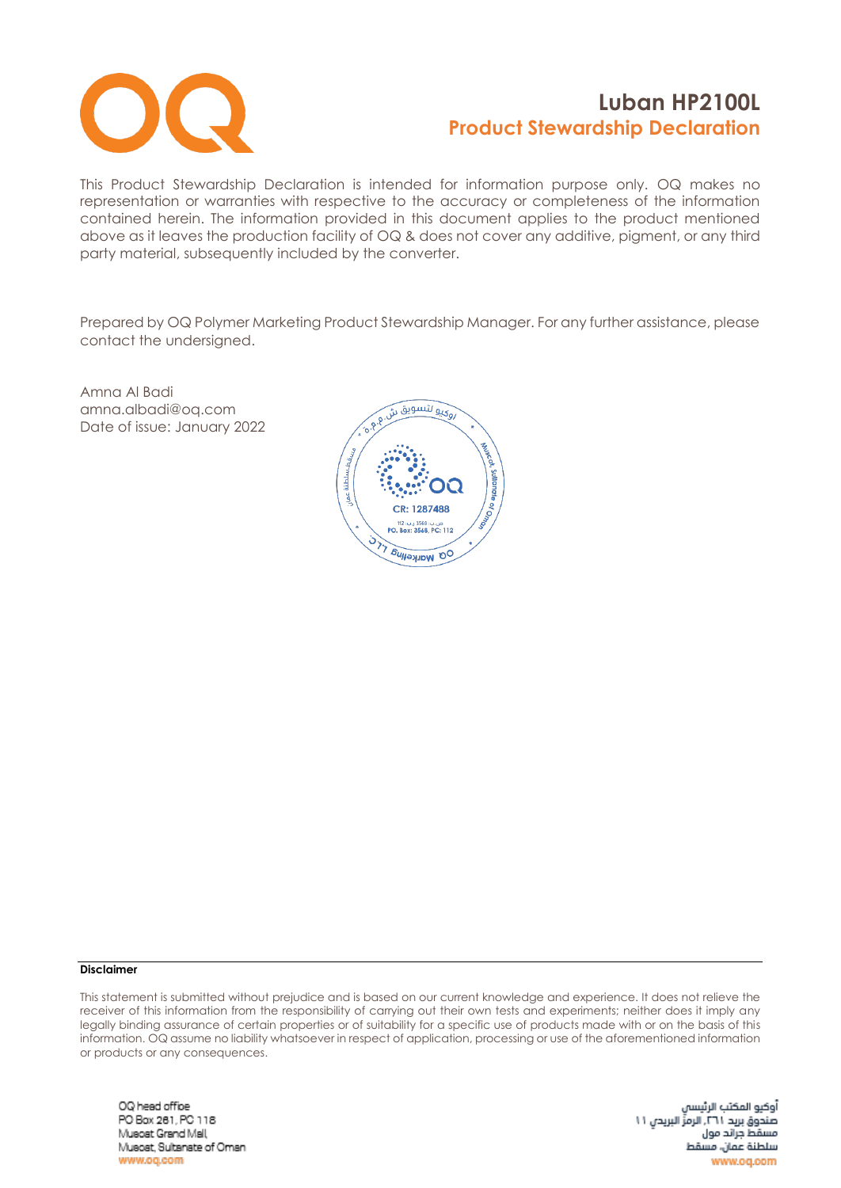# Luban HP2100L

## Product Stewardship Declaration

This Product Stewardship Declaration is intended for information purpose only. OQ makes no representation or warranties with respective to the accuracy or completeness of the information contained herein. The information provided in this document applies to the product mentioned above as it leaves the production facility of OQ & does not cover any additive, pigment, or any third party material, subsequently included by the converter.

Prepared by OQ Polymer Marketing Product Stewardship Manager. For any further assistance, please contact the undersigned.

Amna Al Badi
amna.albadi@oq.com
Date of issue: January 2022

**Disclaimer**

This statement is submitted without prejudice and is based on our current knowledge and experience. It does not relieve the receiver of this information from the responsibility of carrying out their own tests and experiments; neither does it imply any legally binding assurance of certain properties or of suitability for a specific use of products made with or on the basis of this information. OQ assume no liability whatsoever in respect of application, processing or use of the aforementioned information or products or any consequences.

OQ head office
PO Box 261, PC 118
Muscat Grand Mall
Muscat, Sultanate of Oman
www.oq.com

أوكيو المكتب الرئيسي
صندوق بريد ٢٦١، الرمز البريدي ١١٨
مسقط جراند مول
سلطنة عمان، مسقط
www.oq.com